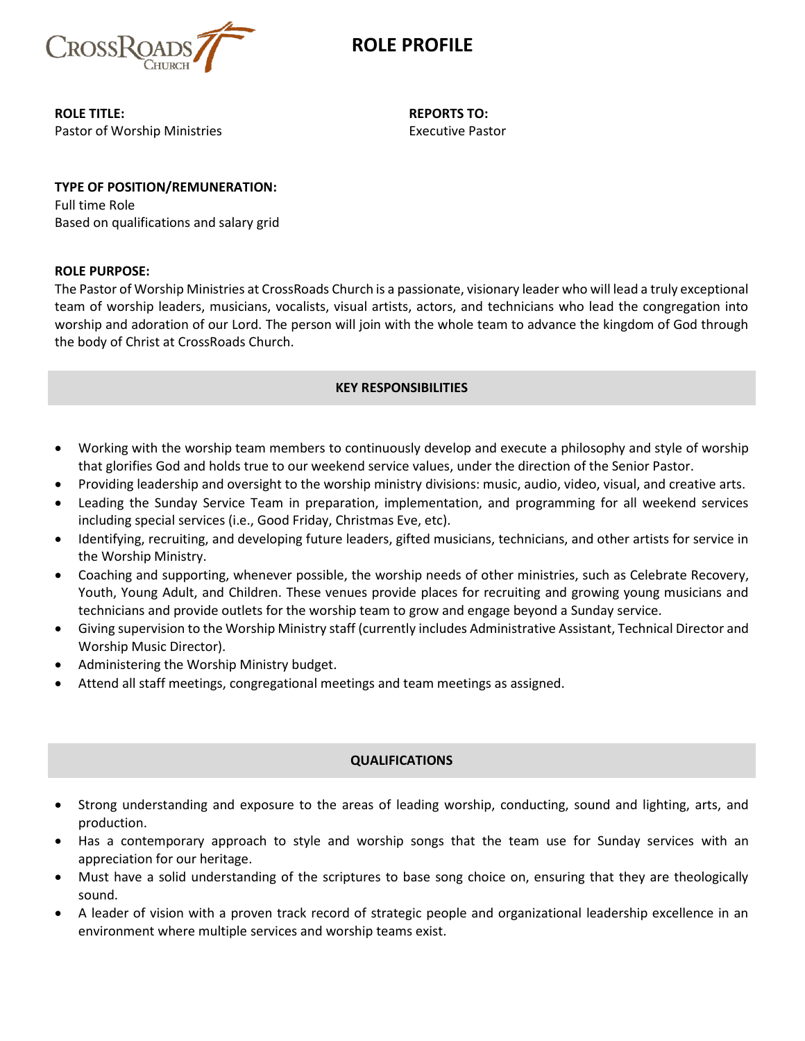CrossRoads Church

# ROLE PROFILE

**ROLE TITLE:**
Pastor of Worship Ministries

**REPORTS TO:**
Executive Pastor

**TYPE OF POSITION/REMUNERATION:**
Full time Role
Based on qualifications and salary grid

**ROLE PURPOSE:**
The Pastor of Worship Ministries at CrossRoads Church is a passionate, visionary leader who will lead a truly exceptional team of worship leaders, musicians, vocalists, visual artists, actors, and technicians who lead the congregation into worship and adoration of our Lord. The person will join with the whole team to advance the kingdom of God through the body of Christ at CrossRoads Church.

## KEY RESPONSIBILITIES

- Working with the worship team members to continuously develop and execute a philosophy and style of worship that glorifies God and holds true to our weekend service values, under the direction of the Senior Pastor.
- Providing leadership and oversight to the worship ministry divisions: music, audio, video, visual, and creative arts.
- Leading the Sunday Service Team in preparation, implementation, and programming for all weekend services including special services (i.e., Good Friday, Christmas Eve, etc).
- Identifying, recruiting, and developing future leaders, gifted musicians, technicians, and other artists for service in the Worship Ministry.
- Coaching and supporting, whenever possible, the worship needs of other ministries, such as Celebrate Recovery, Youth, Young Adult, and Children. These venues provide places for recruiting and growing young musicians and technicians and provide outlets for the worship team to grow and engage beyond a Sunday service.
- Giving supervision to the Worship Ministry staff (currently includes Administrative Assistant, Technical Director and Worship Music Director).
- Administering the Worship Ministry budget.
- Attend all staff meetings, congregational meetings and team meetings as assigned.

## QUALIFICATIONS

- Strong understanding and exposure to the areas of leading worship, conducting, sound and lighting, arts, and production.
- Has a contemporary approach to style and worship songs that the team use for Sunday services with an appreciation for our heritage.
- Must have a solid understanding of the scriptures to base song choice on, ensuring that they are theologically sound.
- A leader of vision with a proven track record of strategic people and organizational leadership excellence in an environment where multiple services and worship teams exist.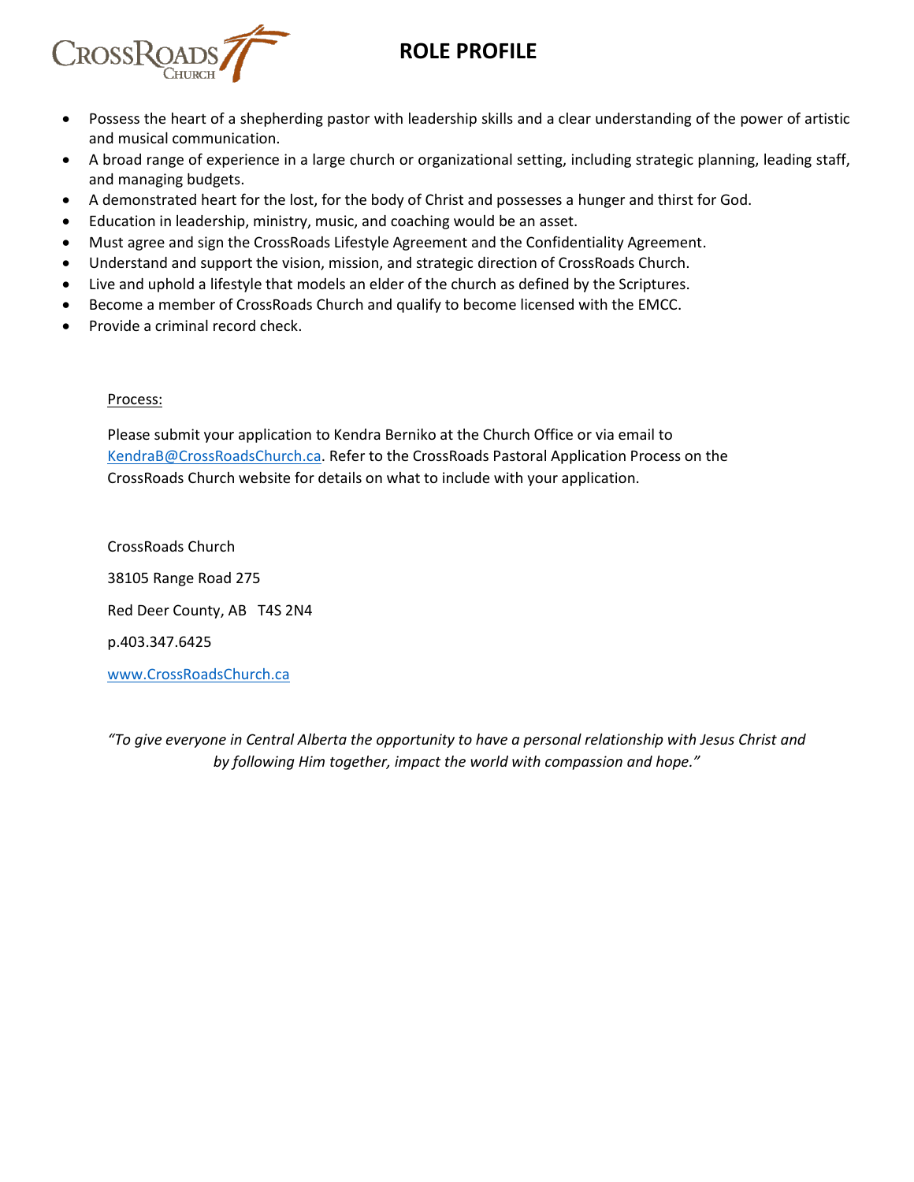# ROLE PROFILE

- Possess the heart of a shepherding pastor with leadership skills and a clear understanding of the power of artistic and musical communication.
- A broad range of experience in a large church or organizational setting, including strategic planning, leading staff, and managing budgets.
- A demonstrated heart for the lost, for the body of Christ and possesses a hunger and thirst for God.
- Education in leadership, ministry, music, and coaching would be an asset.
- Must agree and sign the CrossRoads Lifestyle Agreement and the Confidentiality Agreement.
- Understand and support the vision, mission, and strategic direction of CrossRoads Church.
- Live and uphold a lifestyle that models an elder of the church as defined by the Scriptures.
- Become a member of CrossRoads Church and qualify to become licensed with the EMCC.
- Provide a criminal record check.

Process:

Please submit your application to Kendra Berniko at the Church Office or via email to KendraB@CrossRoadsChurch.ca. Refer to the CrossRoads Pastoral Application Process on the CrossRoads Church website for details on what to include with your application.

CrossRoads Church

38105 Range Road 275

Red Deer County, AB T4S 2N4

p.403.347.6425

www.CrossRoadsChurch.ca

*"To give everyone in Central Alberta the opportunity to have a personal relationship with Jesus Christ and by following Him together, impact the world with compassion and hope."*